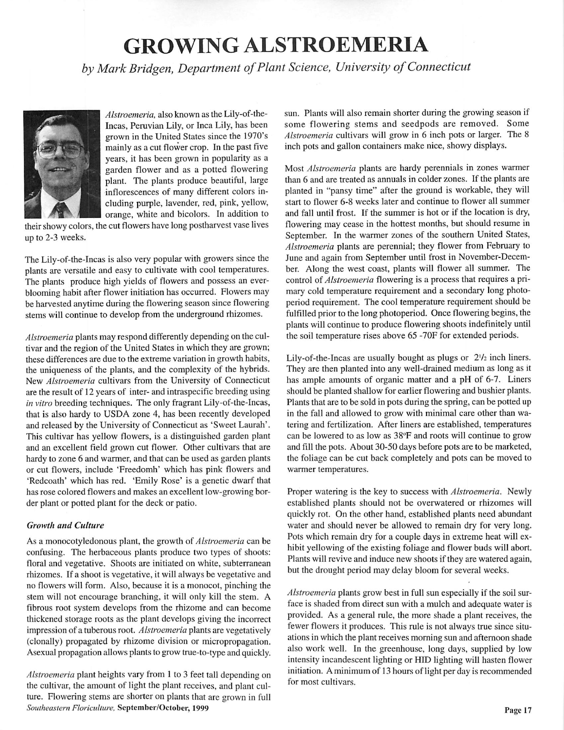# GROWING ALSTROEMERIA

*by Mark Bridgen, Department of Plant Science, University of Connecticut*

*Alstroemeria*, also known as the Lily-of-the-Incas, Peruvian Lily, or Inca Lily, has been grown in the United States since the 1970's mainly as a cut flower crop. In the past five years, it has been grown in popularity as a garden flower and as a potted flowering plant. The plants produce beautiful, large inflorescences of many different colors including purple, lavender, red, pink, yellow, orange, white and bicolors. In addition to their showy colors, the cut flowers have long postharvest vase lives up to 2-3 weeks.

The Lily-of-the-Incas is also very popular with growers since the plants are versatile and easy to cultivate with cool temperatures. The plants produce high yields of flowers and possess an ever-blooming habit after flower initiation has occurred. Flowers may be harvested anytime during the flowering season since flowering stems will continue to develop from the underground rhizomes.

*Alstroemeria* plants may respond differently depending on the cultivar and the region of the United States in which they are grown; these differences are due to the extreme variation in growth habits, the uniqueness of the plants, and the complexity of the hybrids. New *Alstroemeria* cultivars from the University of Connecticut are the result of 12 years of inter- and intraspecific breeding using *in vitro* breeding techniques. The only fragrant Lily-of-the-Incas, that is also hardy to USDA zone 4, has been recently developed and released by the University of Connecticut as 'Sweet Laurah'. This cultivar has yellow flowers, is a distinguished garden plant and an excellent field grown cut flower. Other cultivars that are hardy to zone 6 and warmer, and that can be used as garden plants or cut flowers, include 'Freedomh' which has pink flowers and 'Redcoath' which has red. 'Emily Rose' is a genetic dwarf that has rose colored flowers and makes an excellent low-growing border plant or potted plant for the deck or patio.

### *Growth and Culture*

As a monocotyledonous plant, the growth of *Alstroemeria* can be confusing. The herbaceous plants produce two types of shoots: floral and vegetative. Shoots are initiated on white, subterranean rhizomes. If a shoot is vegetative, it will always be vegetative and no flowers will form. Also, because it is a monocot, pinching the stem will not encourage branching, it will only kill the stem. A fibrous root system develops from the rhizome and can become thickened storage roots as the plant develops giving the incorrect impression of a tuberous root. *Alstroemeria* plants are vegetatively (clonally) propagated by rhizome division or micropropagation. Asexual propagation allows plants to grow true-to-type and quickly.

*Alstroemeria* plant heights vary from 1 to 3 feet tall depending on the cultivar, the amount of light the plant receives, and plant culture. Flowering stems are shorter on plants that are grown in full sun. Plants will also remain shorter during the growing season if some flowering stems and seedpods are removed. Some *Alstroemeria* cultivars will grow in 6 inch pots or larger. The 8 inch pots and gallon containers make nice, showy displays.

Most *Alstroemeria* plants are hardy perennials in zones warmer than 6 and are treated as annuals in colder zones. If the plants are planted in "pansy time" after the ground is workable, they will start to flower 6-8 weeks later and continue to flower all summer and fall until frost. If the summer is hot or if the location is dry, flowering may cease in the hottest months, but should resume in September. In the warmer zones of the southern United States, *Alstroemeria* plants are perennial; they flower from February to June and again from September until frost in November-December. Along the west coast, plants will flower all summer. The control of *Alstroemeria* flowering is a process that requires a primary cold temperature requirement and a secondary long photoperiod requirement. The cool temperature requirement should be fulfilled prior to the long photoperiod. Once flowering begins, the plants will continue to produce flowering shoots indefinitely until the soil temperature rises above 65 -70F for extended periods.

Lily-of-the-Incas are usually bought as plugs or 2½ inch liners. They are then planted into any well-drained medium as long as it has ample amounts of organic matter and a pH of 6-7. Liners should be planted shallow for earlier flowering and bushier plants. Plants that are to be sold in pots during the spring, can be potted up in the fall and allowed to grow with minimal care other than watering and fertilization. After liners are established, temperatures can be lowered to as low as 38°F and roots will continue to grow and fill the pots. About 30-50 days before pots are to be marketed, the foliage can be cut back completely and pots can be moved to warmer temperatures.

Proper watering is the key to success with *Alstroemeria*. Newly established plants should not be overwatered or rhizomes will quickly rot. On the other hand, established plants need abundant water and should never be allowed to remain dry for very long. Pots which remain dry for a couple days in extreme heat will exhibit yellowing of the existing foliage and flower buds will abort. Plants will revive and induce new shoots if they are watered again, but the drought period may delay bloom for several weeks.

*Alstroemeria* plants grow best in full sun especially if the soil surface is shaded from direct sun with a mulch and adequate water is provided. As a general rule, the more shade a plant receives, the fewer flowers it produces. This rule is not always true since situations in which the plant receives morning sun and afternoon shade also work well. In the greenhouse, long days, supplied by low intensity incandescent lighting or HID lighting will hasten flower initiation. A minimum of 13 hours of light per day is recommended for most cultivars.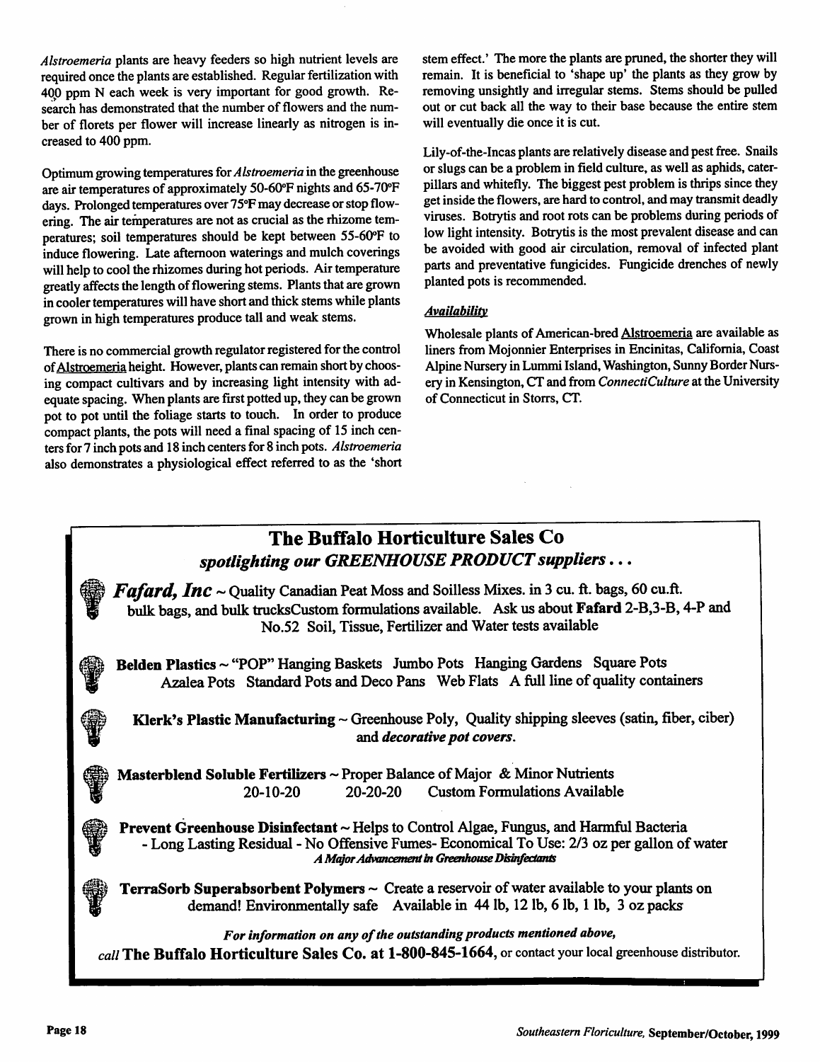*Alstroemeria* plants are heavy feeders so high nutrient levels are required once the plants are established. Regular fertilization with 400 ppm N each week is very important for good growth. Research has demonstrated that the number of flowers and the number of florets per flower will increase linearly as nitrogen is increased to 400 ppm.

Optimum growing temperatures for *Alstroemeria* in the greenhouse are air temperatures of approximately 50-60°F nights and 65-70°F days. Prolonged temperatures over 75°F may decrease or stop flowering. The air temperatures are not as crucial as the rhizome temperatures; soil temperatures should be kept between 55-60°F to induce flowering. Late afternoon waterings and mulch coverings will help to cool the rhizomes during hot periods. Air temperature greatly affects the length of flowering stems. Plants that are grown in cooler temperatures will have short and thick stems while plants grown in high temperatures produce tall and weak stems.

There is no commercial growth regulator registered for the control of Alstroemeria height. However, plants can remain short by choosing compact cultivars and by increasing light intensity with adequate spacing. When plants are first potted up, they can be grown pot to pot until the foliage starts to touch. In order to produce compact plants, the pots will need a final spacing of 15 inch centers for 7 inch pots and 18 inch centers for 8 inch pots. *Alstroemeria* also demonstrates a physiological effect referred to as the 'short stem effect.' The more the plants are pruned, the shorter they will remain. It is beneficial to 'shape up' the plants as they grow by removing unsightly and irregular stems. Stems should be pulled out or cut back all the way to their base because the entire stem will eventually die once it is cut.

Lily-of-the-Incas plants are relatively disease and pest free. Snails or slugs can be a problem in field culture, as well as aphids, caterpillars and whitefly. The biggest pest problem is thrips since they get inside the flowers, are hard to control, and may transmit deadly viruses. Botrytis and root rots can be problems during periods of low light intensity. Botrytis is the most prevalent disease and can be avoided with good air circulation, removal of infected plant parts and preventative fungicides. Fungicide drenches of newly planted pots is recommended.

### *Availability*

Wholesale plants of American-bred Alstroemeria are available as liners from Mojonnier Enterprises in Encinitas, California, Coast Alpine Nursery in Lummi Island, Washington, Sunny Border Nursery in Kensington, CT and from *ConnectiCulture* at the University of Connecticut in Storrs, CT.

---

## The Buffalo Horticulture Sales Co
### *spotlighting our GREENHOUSE PRODUCT suppliers . . .*

***Fafard, Inc*** ~ Quality Canadian Peat Moss and Soilless Mixes. in 3 cu. ft. bags, 60 cu.ft. bulk bags, and bulk trucksCustom formulations available. Ask us about **Fafard** 2-B,3-B, 4-P and No.52 Soil, Tissue, Fertilizer and Water tests available

**Belden Plastics** ~ "POP" Hanging Baskets Jumbo Pots Hanging Gardens Square Pots Azalea Pots Standard Pots and Deco Pans Web Flats A full line of quality containers

**Klerk's Plastic Manufacturing** ~ Greenhouse Poly, Quality shipping sleeves (satin, fiber, ciber) and ***decorative pot covers.***

**Masterblend Soluble Fertilizers** ~ Proper Balance of Major & Minor Nutrients 20-10-20 20-20-20 Custom Formulations Available

**Prevent Greenhouse Disinfectant** ~ Helps to Control Algae, Fungus, and Harmful Bacteria - Long Lasting Residual - No Offensive Fumes- Economical To Use: 2/3 oz per gallon of water
***A Major Advancement in Greenhouse Disinfectants***

**TerraSorb Superabsorbent Polymers** ~ Create a reservoir of water available to your plants on demand! Environmentally safe Available in 44 lb, 12 lb, 6 lb, 1 lb, 3 oz packs

***For information on any of the outstanding products mentioned above,***
*call* **The Buffalo Horticulture Sales Co. at 1-800-845-1664,** or contact your local greenhouse distributor.